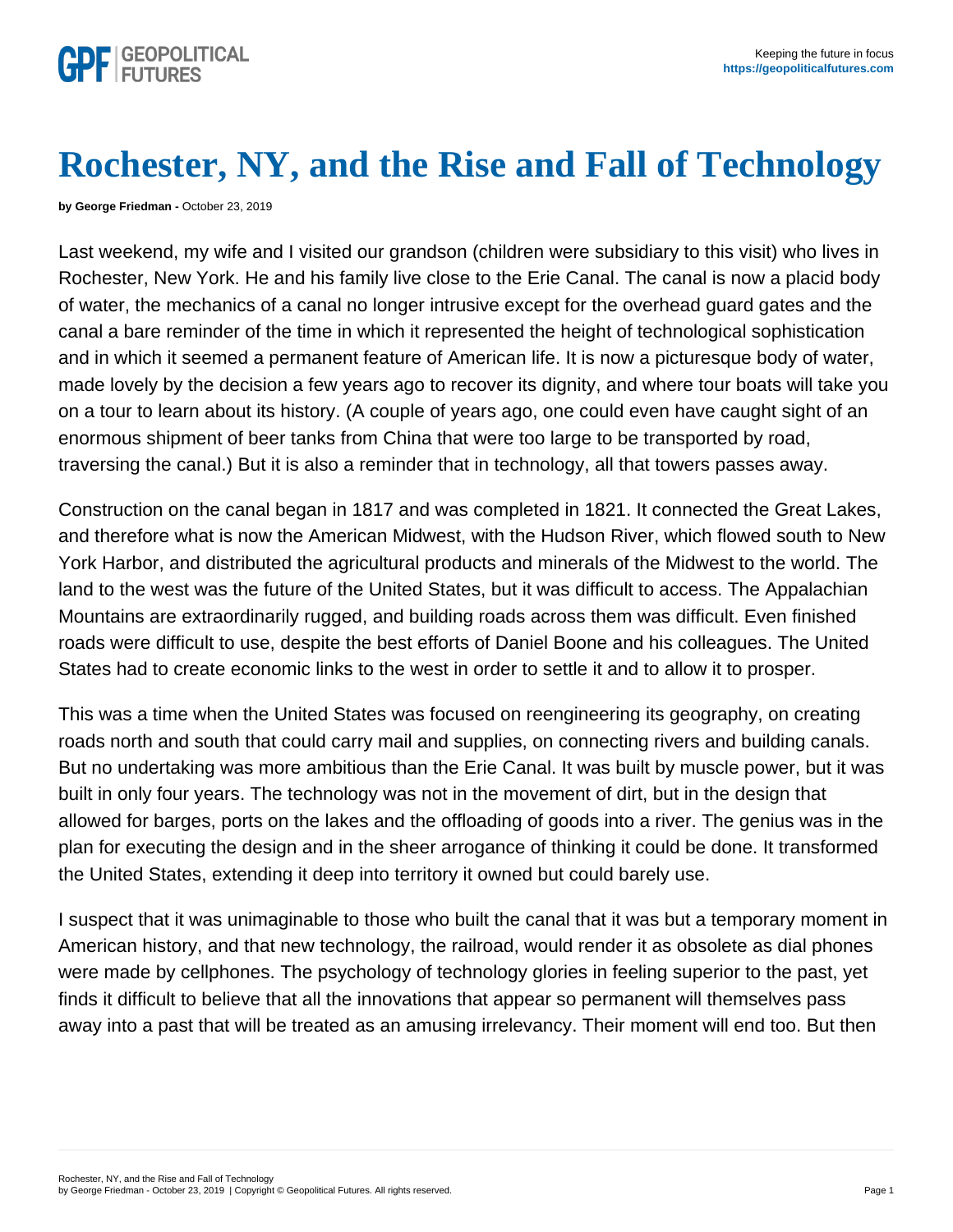# Rochester, NY, and the Rise and Fall of Technology

**by George Friedman -** October 23, 2019

Last weekend, my wife and I visited our grandson (children were subsidiary to this visit) who lives in Rochester, New York. He and his family live close to the Erie Canal. The canal is now a placid body of water, the mechanics of a canal no longer intrusive except for the overhead guard gates and the canal a bare reminder of the time in which it represented the height of technological sophistication and in which it seemed a permanent feature of American life. It is now a picturesque body of water, made lovely by the decision a few years ago to recover its dignity, and where tour boats will take you on a tour to learn about its history. (A couple of years ago, one could even have caught sight of an enormous shipment of beer tanks from China that were too large to be transported by road, traversing the canal.) But it is also a reminder that in technology, all that towers passes away.

Construction on the canal began in 1817 and was completed in 1821. It connected the Great Lakes, and therefore what is now the American Midwest, with the Hudson River, which flowed south to New York Harbor, and distributed the agricultural products and minerals of the Midwest to the world. The land to the west was the future of the United States, but it was difficult to access. The Appalachian Mountains are extraordinarily rugged, and building roads across them was difficult. Even finished roads were difficult to use, despite the best efforts of Daniel Boone and his colleagues. The United States had to create economic links to the west in order to settle it and to allow it to prosper.

This was a time when the United States was focused on reengineering its geography, on creating roads north and south that could carry mail and supplies, on connecting rivers and building canals. But no undertaking was more ambitious than the Erie Canal. It was built by muscle power, but it was built in only four years. The technology was not in the movement of dirt, but in the design that allowed for barges, ports on the lakes and the offloading of goods into a river. The genius was in the plan for executing the design and in the sheer arrogance of thinking it could be done. It transformed the United States, extending it deep into territory it owned but could barely use.

I suspect that it was unimaginable to those who built the canal that it was but a temporary moment in American history, and that new technology, the railroad, would render it as obsolete as dial phones were made by cellphones. The psychology of technology glories in feeling superior to the past, yet finds it difficult to believe that all the innovations that appear so permanent will themselves pass away into a past that will be treated as an amusing irrelevancy. Their moment will end too. But then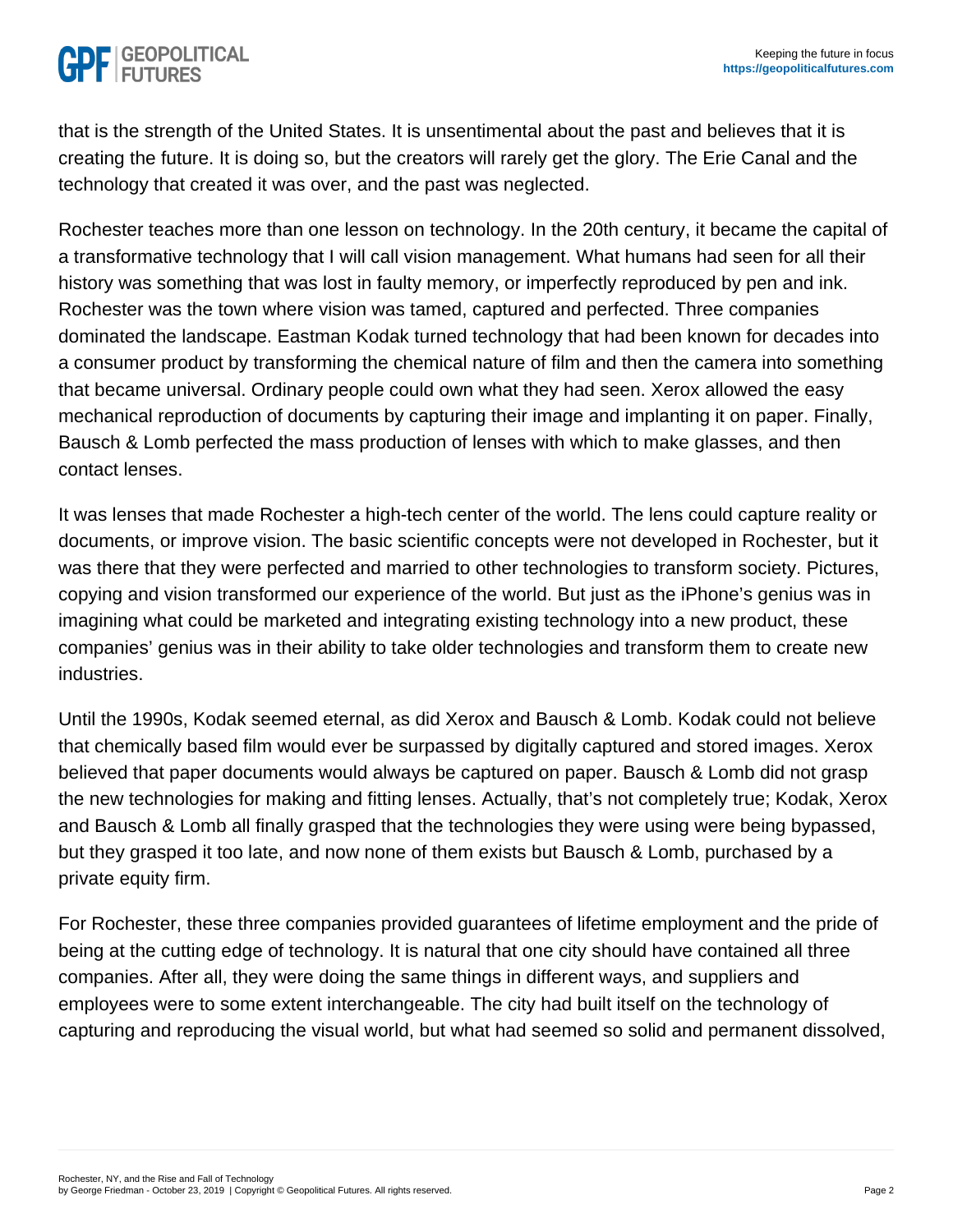that is the strength of the United States. It is unsentimental about the past and believes that it is creating the future. It is doing so, but the creators will rarely get the glory. The Erie Canal and the technology that created it was over, and the past was neglected.

Rochester teaches more than one lesson on technology. In the 20th century, it became the capital of a transformative technology that I will call vision management. What humans had seen for all their history was something that was lost in faulty memory, or imperfectly reproduced by pen and ink. Rochester was the town where vision was tamed, captured and perfected. Three companies dominated the landscape. Eastman Kodak turned technology that had been known for decades into a consumer product by transforming the chemical nature of film and then the camera into something that became universal. Ordinary people could own what they had seen. Xerox allowed the easy mechanical reproduction of documents by capturing their image and implanting it on paper. Finally, Bausch & Lomb perfected the mass production of lenses with which to make glasses, and then contact lenses.

It was lenses that made Rochester a high-tech center of the world. The lens could capture reality or documents, or improve vision. The basic scientific concepts were not developed in Rochester, but it was there that they were perfected and married to other technologies to transform society. Pictures, copying and vision transformed our experience of the world. But just as the iPhone's genius was in imagining what could be marketed and integrating existing technology into a new product, these companies' genius was in their ability to take older technologies and transform them to create new industries.

Until the 1990s, Kodak seemed eternal, as did Xerox and Bausch & Lomb. Kodak could not believe that chemically based film would ever be surpassed by digitally captured and stored images. Xerox believed that paper documents would always be captured on paper. Bausch & Lomb did not grasp the new technologies for making and fitting lenses. Actually, that's not completely true; Kodak, Xerox and Bausch & Lomb all finally grasped that the technologies they were using were being bypassed, but they grasped it too late, and now none of them exists but Bausch & Lomb, purchased by a private equity firm.

For Rochester, these three companies provided guarantees of lifetime employment and the pride of being at the cutting edge of technology. It is natural that one city should have contained all three companies. After all, they were doing the same things in different ways, and suppliers and employees were to some extent interchangeable. The city had built itself on the technology of capturing and reproducing the visual world, but what had seemed so solid and permanent dissolved,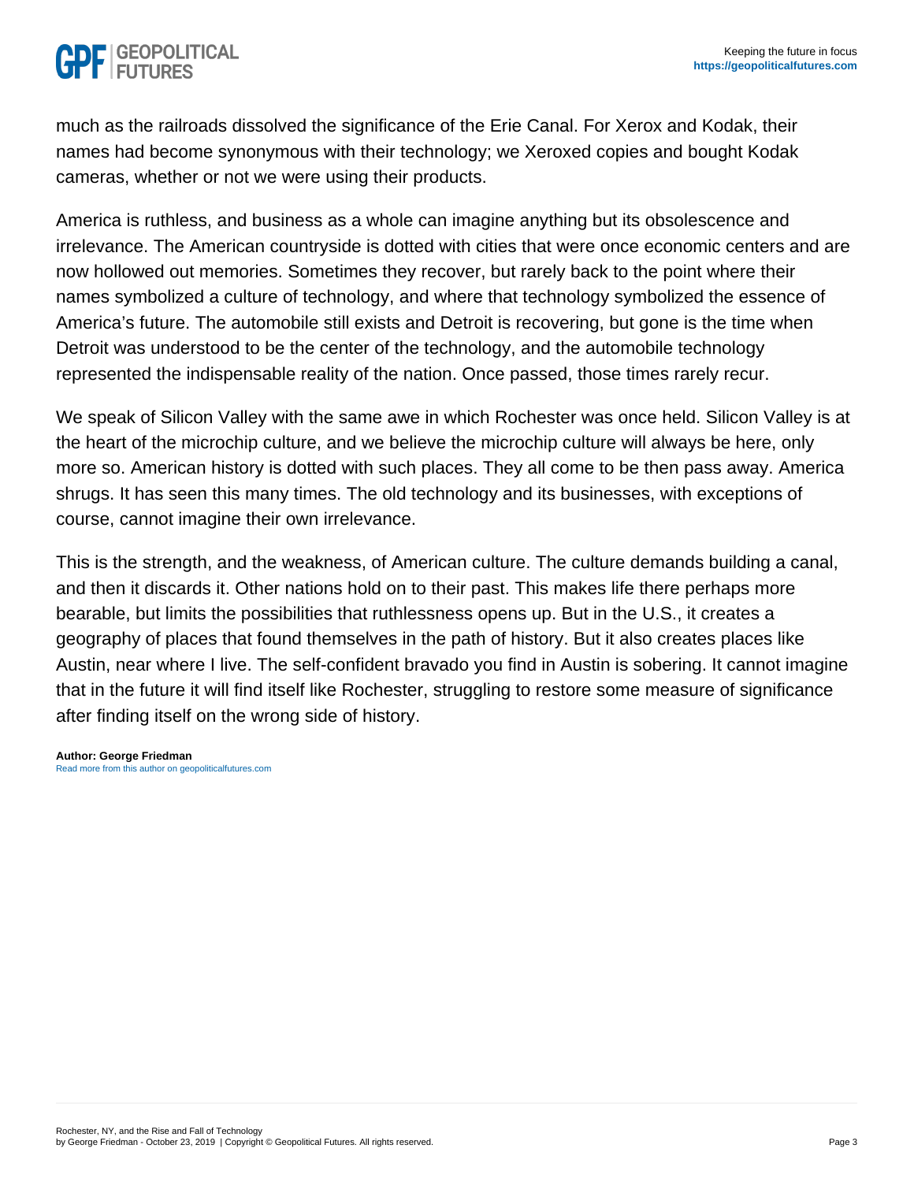much as the railroads dissolved the significance of the Erie Canal. For Xerox and Kodak, their names had become synonymous with their technology; we Xeroxed copies and bought Kodak cameras, whether or not we were using their products.

America is ruthless, and business as a whole can imagine anything but its obsolescence and irrelevance. The American countryside is dotted with cities that were once economic centers and are now hollowed out memories. Sometimes they recover, but rarely back to the point where their names symbolized a culture of technology, and where that technology symbolized the essence of America's future. The automobile still exists and Detroit is recovering, but gone is the time when Detroit was understood to be the center of the technology, and the automobile technology represented the indispensable reality of the nation. Once passed, those times rarely recur.

We speak of Silicon Valley with the same awe in which Rochester was once held. Silicon Valley is at the heart of the microchip culture, and we believe the microchip culture will always be here, only more so. American history is dotted with such places. They all come to be then pass away. America shrugs. It has seen this many times. The old technology and its businesses, with exceptions of course, cannot imagine their own irrelevance.

This is the strength, and the weakness, of American culture. The culture demands building a canal, and then it discards it. Other nations hold on to their past. This makes life there perhaps more bearable, but limits the possibilities that ruthlessness opens up. But in the U.S., it creates a geography of places that found themselves in the path of history. But it also creates places like Austin, near where I live. The self-confident bravado you find in Austin is sobering. It cannot imagine that in the future it will find itself like Rochester, struggling to restore some measure of significance after finding itself on the wrong side of history.

**Author: George Friedman**
Read more from this author on geopoliticalfutures.com